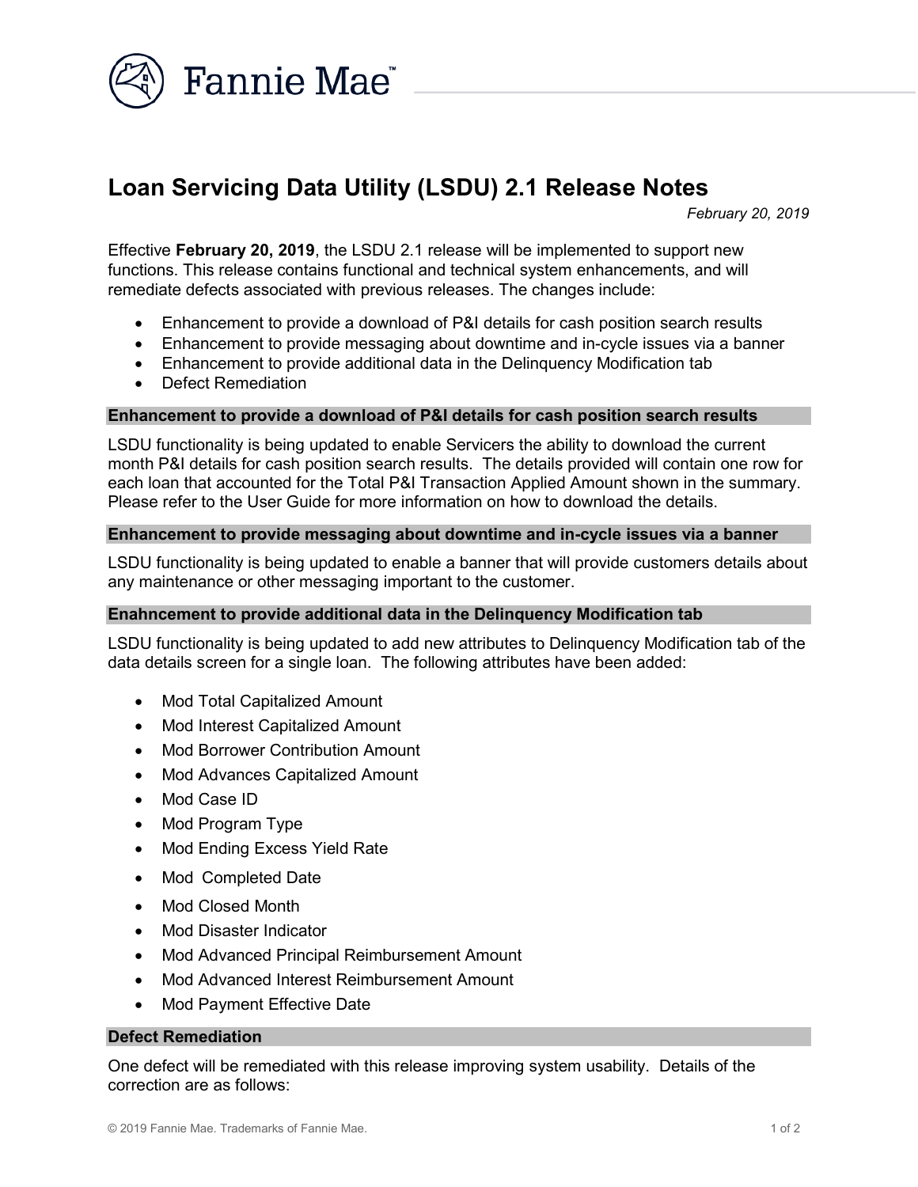# Loan Servicing Data Utility (LSDU) 2.1 Release Notes

*February 20, 2019*

Effective **February 20, 2019**, the LSDU 2.1 release will be implemented to support new functions. This release contains functional and technical system enhancements, and will remediate defects associated with previous releases. The changes include:

- Enhancement to provide a download of P&I details for cash position search results
- Enhancement to provide messaging about downtime and in-cycle issues via a banner
- Enhancement to provide additional data in the Delinquency Modification tab
- Defect Remediation

## Enhancement to provide a download of P&I details for cash position search results

LSDU functionality is being updated to enable Servicers the ability to download the current month P&I details for cash position search results. The details provided will contain one row for each loan that accounted for the Total P&I Transaction Applied Amount shown in the summary. Please refer to the User Guide for more information on how to download the details.

## Enhancement to provide messaging about downtime and in-cycle issues via a banner

LSDU functionality is being updated to enable a banner that will provide customers details about any maintenance or other messaging important to the customer.

## Enahncement to provide additional data in the Delinquency Modification tab

LSDU functionality is being updated to add new attributes to Delinquency Modification tab of the data details screen for a single loan. The following attributes have been added:

- Mod Total Capitalized Amount
- Mod Interest Capitalized Amount
- Mod Borrower Contribution Amount
- Mod Advances Capitalized Amount
- Mod Case ID
- Mod Program Type
- Mod Ending Excess Yield Rate
- Mod Completed Date
- Mod Closed Month
- Mod Disaster Indicator
- Mod Advanced Principal Reimbursement Amount
- Mod Advanced Interest Reimbursement Amount
- Mod Payment Effective Date

## Defect Remediation

One defect will be remediated with this release improving system usability. Details of the correction are as follows: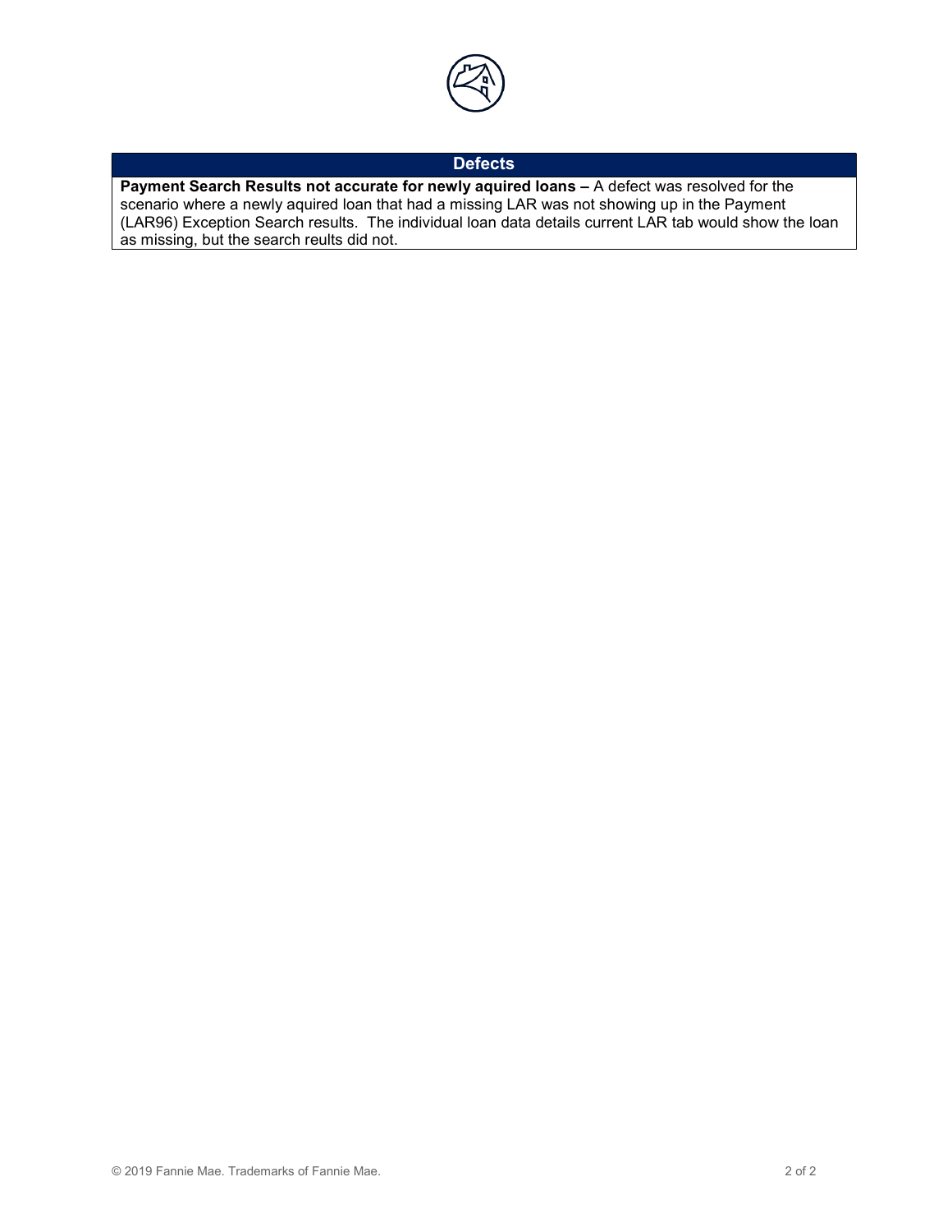## Defects

**Payment Search Results not accurate for newly aquired loans –** A defect was resolved for the scenario where a newly aquired loan that had a missing LAR was not showing up in the Payment (LAR96) Exception Search results. The individual loan data details current LAR tab would show the loan as missing, but the search reults did not.